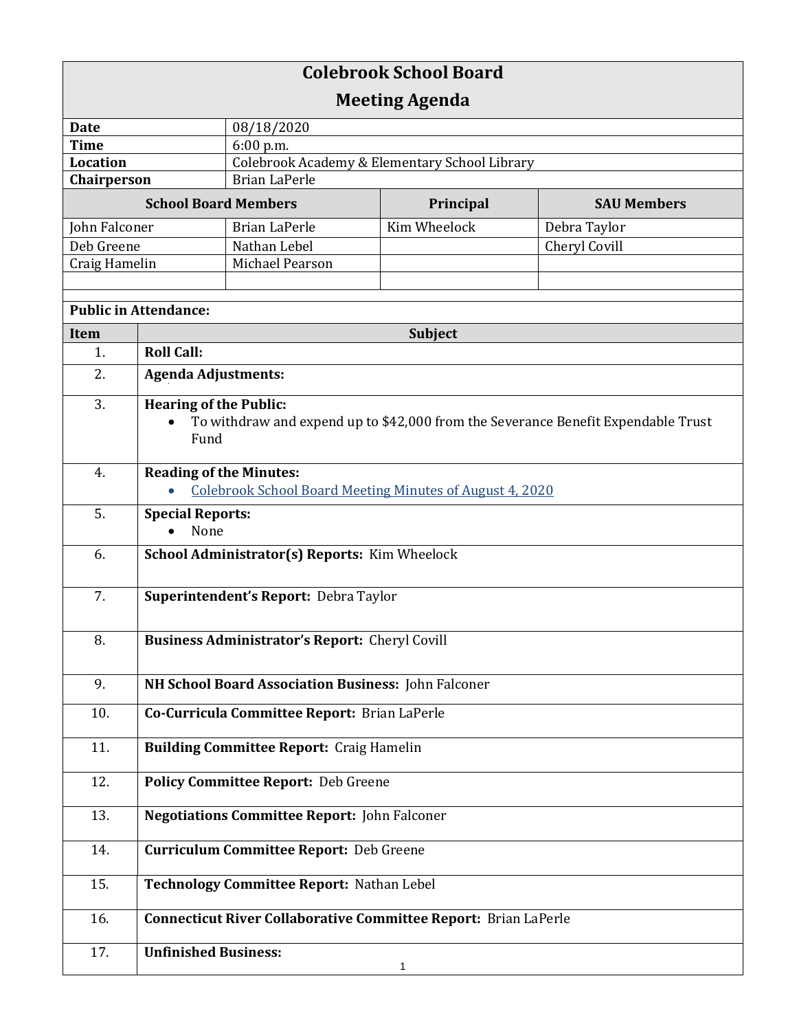# Colebrook School Board

## Meeting Agenda

| | |
|---|---|
| **Date** | 08/18/2020 |
| **Time** | 6:00 p.m. |
| **Location** | Colebrook Academy & Elementary School Library |
| **Chairperson** | Brian LaPerle |

| School Board Members | | Principal | SAU Members |
|---|---|---|---|
| John Falconer | Brian LaPerle | Kim Wheelock | Debra Taylor |
| Deb Greene | Nathan Lebel | | Cheryl Covill |
| Craig Hamelin | Michael Pearson | | |

**Public in Attendance:**

| Item | Subject |
|---|---|
| 1. | **Roll Call:** |
| 2. | **Agenda Adjustments:** |
| 3. | **Hearing of the Public:** <br>• To withdraw and expend up to $42,000 from the Severance Benefit Expendable Trust Fund |
| 4. | **Reading of the Minutes:** <br>• Colebrook School Board Meeting Minutes of August 4, 2020 |
| 5. | **Special Reports:** <br>• None |
| 6. | **School Administrator(s) Reports:** Kim Wheelock |
| 7. | **Superintendent's Report:** Debra Taylor |
| 8. | **Business Administrator's Report:** Cheryl Covill |
| 9. | **NH School Board Association Business:** John Falconer |
| 10. | **Co-Curricula Committee Report:** Brian LaPerle |
| 11. | **Building Committee Report:** Craig Hamelin |
| 12. | **Policy Committee Report:** Deb Greene |
| 13. | **Negotiations Committee Report:** John Falconer |
| 14. | **Curriculum Committee Report:** Deb Greene |
| 15. | **Technology Committee Report:** Nathan Lebel |
| 16. | **Connecticut River Collaborative Committee Report:** Brian LaPerle |
| 17. | **Unfinished Business:** |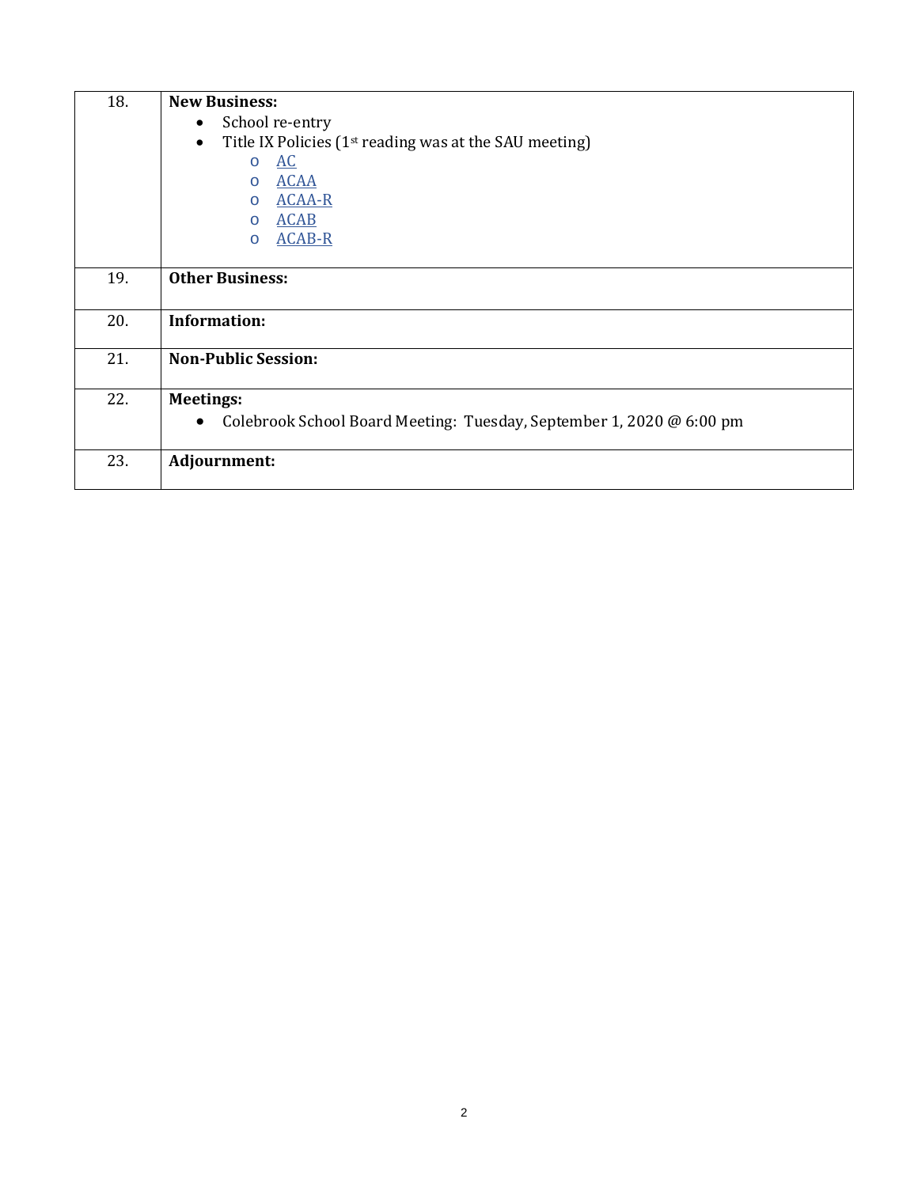| | |
|---|---|
| 18. | **New Business:**<br>• School re-entry<br>• Title IX Policies (1st reading was at the SAU meeting)<br>&nbsp;&nbsp;&nbsp;&nbsp;o AC<br>&nbsp;&nbsp;&nbsp;&nbsp;o ACAA<br>&nbsp;&nbsp;&nbsp;&nbsp;o ACAA-R<br>&nbsp;&nbsp;&nbsp;&nbsp;o ACAB<br>&nbsp;&nbsp;&nbsp;&nbsp;o ACAB-R |
| 19. | **Other Business:** |
| 20. | **Information:** |
| 21. | **Non-Public Session:** |
| 22. | **Meetings:**<br>• Colebrook School Board Meeting: Tuesday, September 1, 2020 @ 6:00 pm |
| 23. | **Adjournment:** |